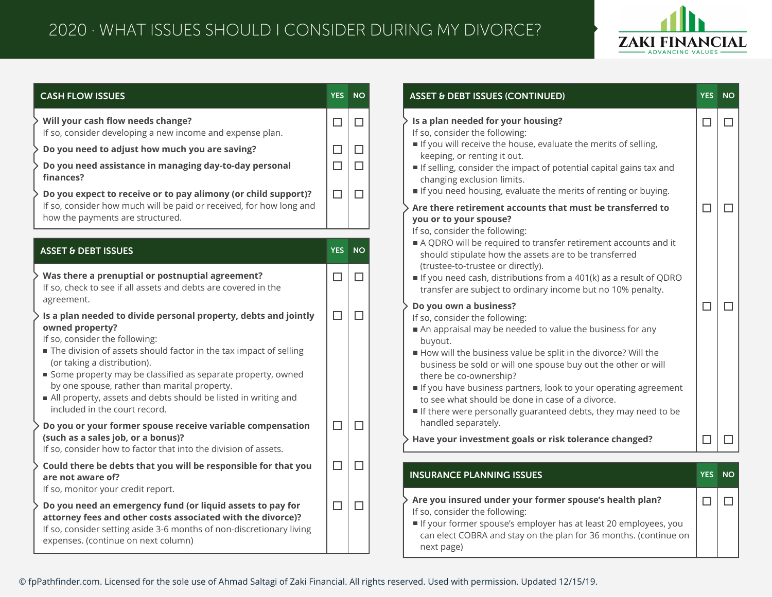# 2020 · WHAT ISSUES SHOULD I CONSIDER DURING MY DIVORCE?

ZAKI FINANCIAL
ADVANCING VALUES

## CASH FLOW ISSUES

| | YES | NO |
|---|---|---|
| **Will your cash flow needs change?**<br>If so, consider developing a new income and expense plan. | ☐ | ☐ |
| **Do you need to adjust how much you are saving?** | ☐ | ☐ |
| **Do you need assistance in managing day-to-day personal finances?** | ☐ | ☐ |
| **Do you expect to receive or to pay alimony (or child support)?**<br>If so, consider how much will be paid or received, for how long and how the payments are structured. | ☐ | ☐ |

## ASSET & DEBT ISSUES

| | YES | NO |
|---|---|---|
| **Was there a prenuptial or postnuptial agreement?**<br>If so, check to see if all assets and debts are covered in the agreement. | ☐ | ☐ |
| **Is a plan needed to divide personal property, debts and jointly owned property?**<br>If so, consider the following:<br>■ The division of assets should factor in the tax impact of selling (or taking a distribution).<br>■ Some property may be classified as separate property, owned by one spouse, rather than marital property.<br>■ All property, assets and debts should be listed in writing and included in the court record. | ☐ | ☐ |
| **Do you or your former spouse receive variable compensation (such as a sales job, or a bonus)?**<br>If so, consider how to factor that into the division of assets. | ☐ | ☐ |
| **Could there be debts that you will be responsible for that you are not aware of?**<br>If so, monitor your credit report. | ☐ | ☐ |
| **Do you need an emergency fund (or liquid assets to pay for attorney fees and other costs associated with the divorce)?**<br>If so, consider setting aside 3-6 months of non-discretionary living expenses. (continue on next column) | ☐ | ☐ |

## ASSET & DEBT ISSUES (CONTINUED)

| | YES | NO |
|---|---|---|
| **Is a plan needed for your housing?**<br>If so, consider the following:<br>■ If you will receive the house, evaluate the merits of selling, keeping, or renting it out.<br>■ If selling, consider the impact of potential capital gains tax and changing exclusion limits.<br>■ If you need housing, evaluate the merits of renting or buying. | ☐ | ☐ |
| **Are there retirement accounts that must be transferred to you or to your spouse?**<br>If so, consider the following:<br>■ A QDRO will be required to transfer retirement accounts and it should stipulate how the assets are to be transferred (trustee-to-trustee or directly).<br>■ If you need cash, distributions from a 401(k) as a result of QDRO transfer are subject to ordinary income but no 10% penalty. | ☐ | ☐ |
| **Do you own a business?**<br>If so, consider the following:<br>■ An appraisal may be needed to value the business for any buyout.<br>■ How will the business value be split in the divorce? Will the business be sold or will one spouse buy out the other or will there be co-ownership?<br>■ If you have business partners, look to your operating agreement to see what should be done in case of a divorce.<br>■ If there were personally guaranteed debts, they may need to be handled separately. | ☐ | ☐ |
| **Have your investment goals or risk tolerance changed?** | ☐ | ☐ |

## INSURANCE PLANNING ISSUES

| | YES | NO |
|---|---|---|
| **Are you insured under your former spouse's health plan?**<br>If so, consider the following:<br>■ If your former spouse's employer has at least 20 employees, you can elect COBRA and stay on the plan for 36 months. (continue on next page) | ☐ | ☐ |

© fpPathfinder.com. Licensed for the sole use of Ahmad Saltagi of Zaki Financial. All rights reserved. Used with permission. Updated 12/15/19.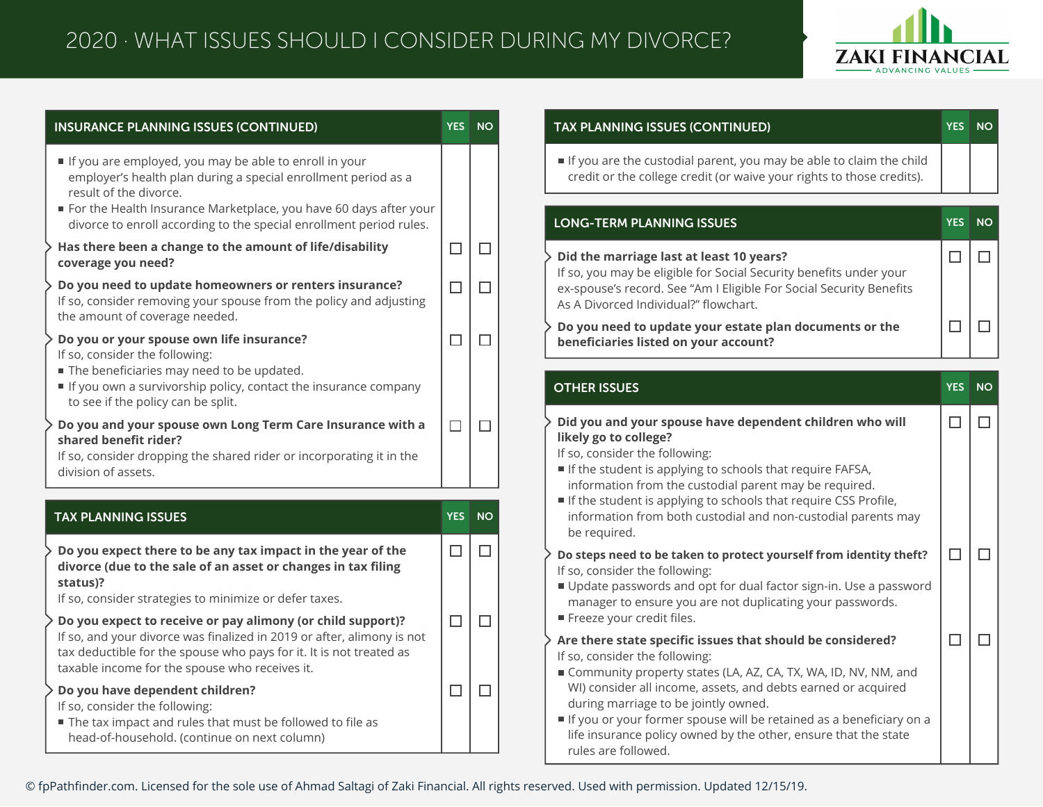# 2020 · WHAT ISSUES SHOULD I CONSIDER DURING MY DIVORCE?

ZAKI FINANCIAL
ADVANCING VALUES

| INSURANCE PLANNING ISSUES (CONTINUED) | YES | NO |
|---|---|---|
| ▪ If you are employed, you may be able to enroll in your employer's health plan during a special enrollment period as a result of the divorce.<br>▪ For the Health Insurance Marketplace, you have 60 days after your divorce to enroll according to the special enrollment period rules. | | |
| **Has there been a change to the amount of life/disability coverage you need?** | ☐ | ☐ |
| **Do you need to update homeowners or renters insurance?**<br>If so, consider removing your spouse from the policy and adjusting the amount of coverage needed. | ☐ | ☐ |
| **Do you or your spouse own life insurance?**<br>If so, consider the following:<br>▪ The beneficiaries may need to be updated.<br>▪ If you own a survivorship policy, contact the insurance company to see if the policy can be split. | ☐ | ☐ |
| **Do you and your spouse own Long Term Care Insurance with a shared benefit rider?**<br>If so, consider dropping the shared rider or incorporating it in the division of assets. | ☐ | ☐ |

| TAX PLANNING ISSUES | YES | NO |
|---|---|---|
| **Do you expect there to be any tax impact in the year of the divorce (due to the sale of an asset or changes in tax filing status)?**<br>If so, consider strategies to minimize or defer taxes. | ☐ | ☐ |
| **Do you expect to receive or pay alimony (or child support)?**<br>If so, and your divorce was finalized in 2019 or after, alimony is not tax deductible for the spouse who pays for it. It is not treated as taxable income for the spouse who receives it. | ☐ | ☐ |
| **Do you have dependent children?**<br>If so, consider the following:<br>▪ The tax impact and rules that must be followed to file as head-of-household. (continue on next column) | ☐ | ☐ |

| TAX PLANNING ISSUES (CONTINUED) | YES | NO |
|---|---|---|
| ▪ If you are the custodial parent, you may be able to claim the child credit or the college credit (or waive your rights to those credits). | | |

| LONG-TERM PLANNING ISSUES | YES | NO |
|---|---|---|
| **Did the marriage last at least 10 years?**<br>If so, you may be eligible for Social Security benefits under your ex-spouse's record. See "Am I Eligible For Social Security Benefits As A Divorced Individual?" flowchart. | ☐ | ☐ |
| **Do you need to update your estate plan documents or the beneficiaries listed on your account?** | ☐ | ☐ |

| OTHER ISSUES | YES | NO |
|---|---|---|
| **Did you and your spouse have dependent children who will likely go to college?**<br>If so, consider the following:<br>▪ If the student is applying to schools that require FAFSA, information from the custodial parent may be required.<br>▪ If the student is applying to schools that require CSS Profile, information from both custodial and non-custodial parents may be required. | ☐ | ☐ |
| **Do steps need to be taken to protect yourself from identity theft?**<br>If so, consider the following:<br>▪ Update passwords and opt for dual factor sign-in. Use a password manager to ensure you are not duplicating your passwords.<br>▪ Freeze your credit files. | ☐ | ☐ |
| **Are there state specific issues that should be considered?**<br>If so, consider the following:<br>▪ Community property states (LA, AZ, CA, TX, WA, ID, NV, NM, and WI) consider all income, assets, and debts earned or acquired during marriage to be jointly owned.<br>▪ If you or your former spouse will be retained as a beneficiary on a life insurance policy owned by the other, ensure that the state rules are followed. | ☐ | ☐ |

© fpPathfinder.com. Licensed for the sole use of Ahmad Saltagi of Zaki Financial. All rights reserved. Used with permission. Updated 12/15/19.